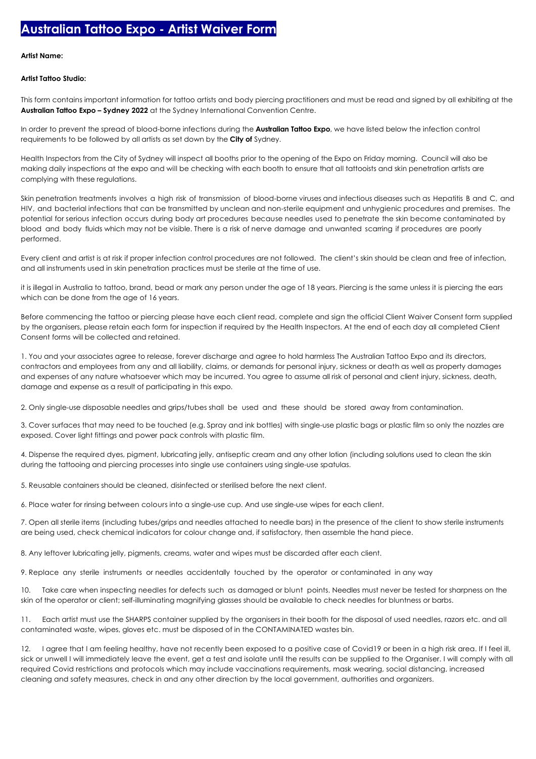# Australian Tattoo Expo - Artist Waiver Form

**Artist Name:**

**Artist Tattoo Studio:**

This form contains important information for tattoo artists and body piercing practitioners and must be read and signed by all exhibiting at the **Australian Tattoo Expo – Sydney 2022** at the Sydney International Convention Centre.

In order to prevent the spread of blood-borne infections during the **Australian Tattoo Expo**, we have listed below the infection control requirements to be followed by all artists as set down by the **City of** Sydney.

Health Inspectors from the City of Sydney will inspect all booths prior to the opening of the Expo on Friday morning. Council will also be making daily inspections at the expo and will be checking with each booth to ensure that all tattooists and skin penetration artists are complying with these regulations.

Skin penetration treatments involves a high risk of transmission of blood-borne viruses and infectious diseases such as Hepatitis B and C, and HIV, and bacterial infections that can be transmitted by unclean and non-sterile equipment and unhygienic procedures and premises. The potential for serious infection occurs during body art procedures because needles used to penetrate the skin become contaminated by blood and body fluids which may not be visible. There is a risk of nerve damage and unwanted scarring if procedures are poorly performed.

Every client and artist is at risk if proper infection control procedures are not followed. The client's skin should be clean and free of infection, and all instruments used in skin penetration practices must be sterile at the time of use.

it is illegal in Australia to tattoo, brand, bead or mark any person under the age of 18 years. Piercing is the same unless it is piercing the ears which can be done from the age of 16 years.

Before commencing the tattoo or piercing please have each client read, complete and sign the official Client Waiver Consent form supplied by the organisers, please retain each form for inspection if required by the Health Inspectors. At the end of each day all completed Client Consent forms will be collected and retained.

1. You and your associates agree to release, forever discharge and agree to hold harmless The Australian Tattoo Expo and its directors, contractors and employees from any and all liability, claims, or demands for personal injury, sickness or death as well as property damages and expenses of any nature whatsoever which may be incurred. You agree to assume all risk of personal and client injury, sickness, death, damage and expense as a result of participating in this expo.

2. Only single-use disposable needles and grips/tubes shall be used and these should be stored away from contamination.

3. Cover surfaces that may need to be touched (e.g. Spray and ink bottles) with single-use plastic bags or plastic film so only the nozzles are exposed. Cover light fittings and power pack controls with plastic film.

4. Dispense the required dyes, pigment, lubricating jelly, antiseptic cream and any other lotion (including solutions used to clean the skin during the tattooing and piercing processes into single use containers using single-use spatulas.

5. Reusable containers should be cleaned, disinfected or sterilised before the next client.

6. Place water for rinsing between colours into a single-use cup. And use single-use wipes for each client.

7. Open all sterile items (including tubes/grips and needles attached to needle bars) in the presence of the client to show sterile instruments are being used, check chemical indicators for colour change and, if satisfactory, then assemble the hand piece.

8. Any leftover lubricating jelly, pigments, creams, water and wipes must be discarded after each client.

9. Replace any sterile instruments or needles accidentally touched by the operator or contaminated in any way

10. Take care when inspecting needles for defects such as damaged or blunt points. Needles must never be tested for sharpness on the skin of the operator or client; self-illuminating magnifying glasses should be available to check needles for bluntness or barbs.

11. Each artist must use the SHARPS container supplied by the organisers in their booth for the disposal of used needles, razors etc. and all contaminated waste, wipes, gloves etc. must be disposed of in the CONTAMINATED wastes bin.

12. I agree that I am feeling healthy, have not recently been exposed to a positive case of Covid19 or been in a high risk area. If I feel ill, sick or unwell I will immediately leave the event, get a test and isolate until the results can be supplied to the Organiser. I will comply with all required Covid restrictions and protocols which may include vaccinations requirements, mask wearing, social distancing, increased cleaning and safety measures, check in and any other direction by the local government, authorities and organizers.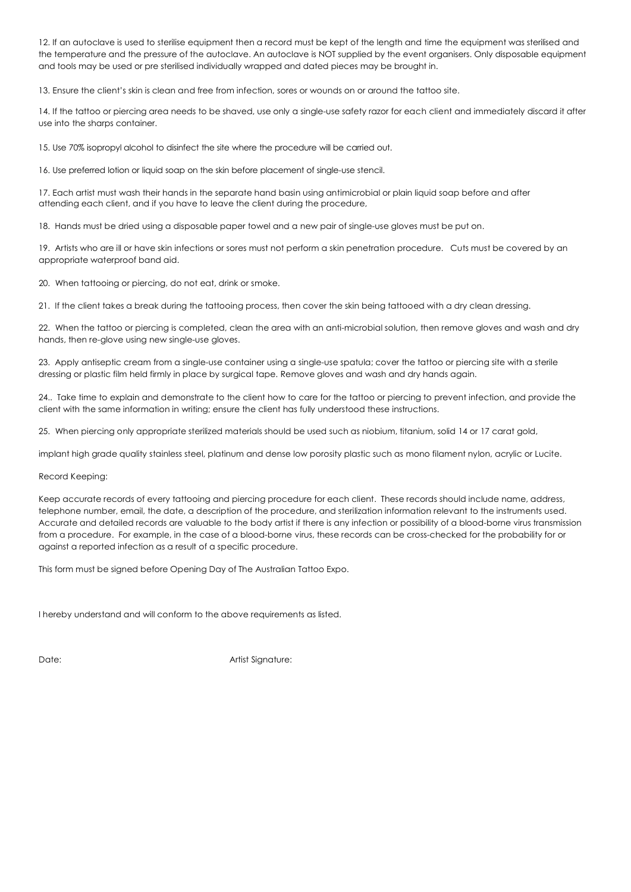12. If an autoclave is used to sterilise equipment then a record must be kept of the length and time the equipment was sterilised and the temperature and the pressure of the autoclave. An autoclave is NOT supplied by the event organisers. Only disposable equipment and tools may be used or pre sterilised individually wrapped and dated pieces may be brought in.

13. Ensure the client's skin is clean and free from infection, sores or wounds on or around the tattoo site.

14. If the tattoo or piercing area needs to be shaved, use only a single-use safety razor for each client and immediately discard it after use into the sharps container.

15. Use 70% isopropyl alcohol to disinfect the site where the procedure will be carried out.

16. Use preferred lotion or liquid soap on the skin before placement of single-use stencil.

17. Each artist must wash their hands in the separate hand basin using antimicrobial or plain liquid soap before and after attending each client, and if you have to leave the client during the procedure,

18. Hands must be dried using a disposable paper towel and a new pair of single-use gloves must be put on.

19. Artists who are ill or have skin infections or sores must not perform a skin penetration procedure. Cuts must be covered by an appropriate waterproof band aid.

20. When tattooing or piercing, do not eat, drink or smoke.

21. If the client takes a break during the tattooing process, then cover the skin being tattooed with a dry clean dressing.

22. When the tattoo or piercing is completed, clean the area with an anti-microbial solution, then remove gloves and wash and dry hands, then re-glove using new single-use gloves.

23. Apply antiseptic cream from a single-use container using a single-use spatula; cover the tattoo or piercing site with a sterile dressing or plastic film held firmly in place by surgical tape. Remove gloves and wash and dry hands again.

24.. Take time to explain and demonstrate to the client how to care for the tattoo or piercing to prevent infection, and provide the client with the same information in writing; ensure the client has fully understood these instructions.

25. When piercing only appropriate sterilized materials should be used such as niobium, titanium, solid 14 or 17 carat gold,

implant high grade quality stainless steel, platinum and dense low porosity plastic such as mono filament nylon, acrylic or Lucite.

Record Keeping:

Keep accurate records of every tattooing and piercing procedure for each client. These records should include name, address, telephone number, email, the date, a description of the procedure, and sterilization information relevant to the instruments used. Accurate and detailed records are valuable to the body artist if there is any infection or possibility of a blood-borne virus transmission from a procedure. For example, in the case of a blood-borne virus, these records can be cross-checked for the probability for or against a reported infection as a result of a specific procedure.

This form must be signed before Opening Day of The Australian Tattoo Expo.

I hereby understand and will conform to the above requirements as listed.

Date: Artist Signature: